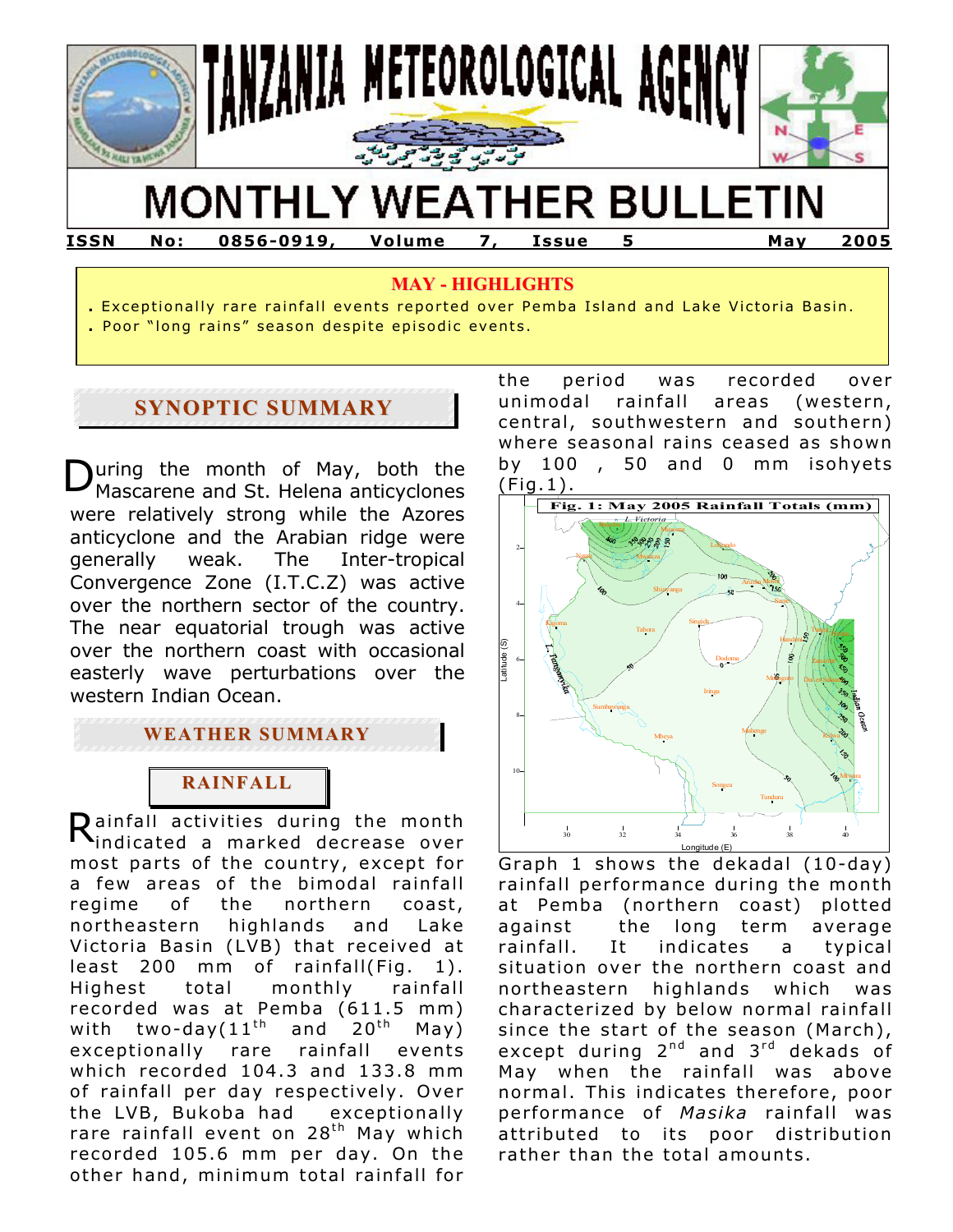# TANZANIA METEOROLOGICAL AGENCY

# MONTHLY WEATHER BULLETIN

**ISSN No: 0856-0919, Volume 7, Issue 5 May 2005**

## MAY - HIGHLIGHTS

- Exceptionally rare rainfall events reported over Pemba Island and Lake Victoria Basin.
- Poor "long rains" season despite episodic events.

## SYNOPTIC SUMMARY

During the month of May, both the Mascarene and St. Helena anticyclones were relatively strong while the Azores anticyclone and the Arabian ridge were generally weak. The Inter-tropical Convergence Zone (I.T.C.Z) was active over the northern sector of the country. The near equatorial trough was active over the northern coast with occasional easterly wave perturbations over the western Indian Ocean.

## WEATHER SUMMARY

### RAINFALL

Rainfall activities during the month indicated a marked decrease over most parts of the country, except for a few areas of the bimodal rainfall regime of the northern coast, northeastern highlands and Lake Victoria Basin (LVB) that received at least 200 mm of rainfall(Fig. 1). Highest total monthly rainfall recorded was at Pemba (611.5 mm) with two-day(11th and 20th May) exceptionally rare rainfall events which recorded 104.3 and 133.8 mm of rainfall per day respectively. Over the LVB, Bukoba had exceptionally rare rainfall event on 28th May which recorded 105.6 mm per day. On the other hand, minimum total rainfall for the period was recorded over unimodal rainfall areas (western, central, southwestern and southern) where seasonal rains ceased as shown by 100 , 50 and 0 mm isohyets (Fig.1).

Fig. 1: May 2005 Rainfall Totals (mm)

Graph 1 shows the dekadal (10-day) rainfall performance during the month at Pemba (northern coast) plotted against the long term average rainfall. It indicates a typical situation over the northern coast and northeastern highlands which was characterized by below normal rainfall since the start of the season (March), except during 2nd and 3rd dekads of May when the rainfall was above normal. This indicates therefore, poor performance of *Masika* rainfall was attributed to its poor distribution rather than the total amounts.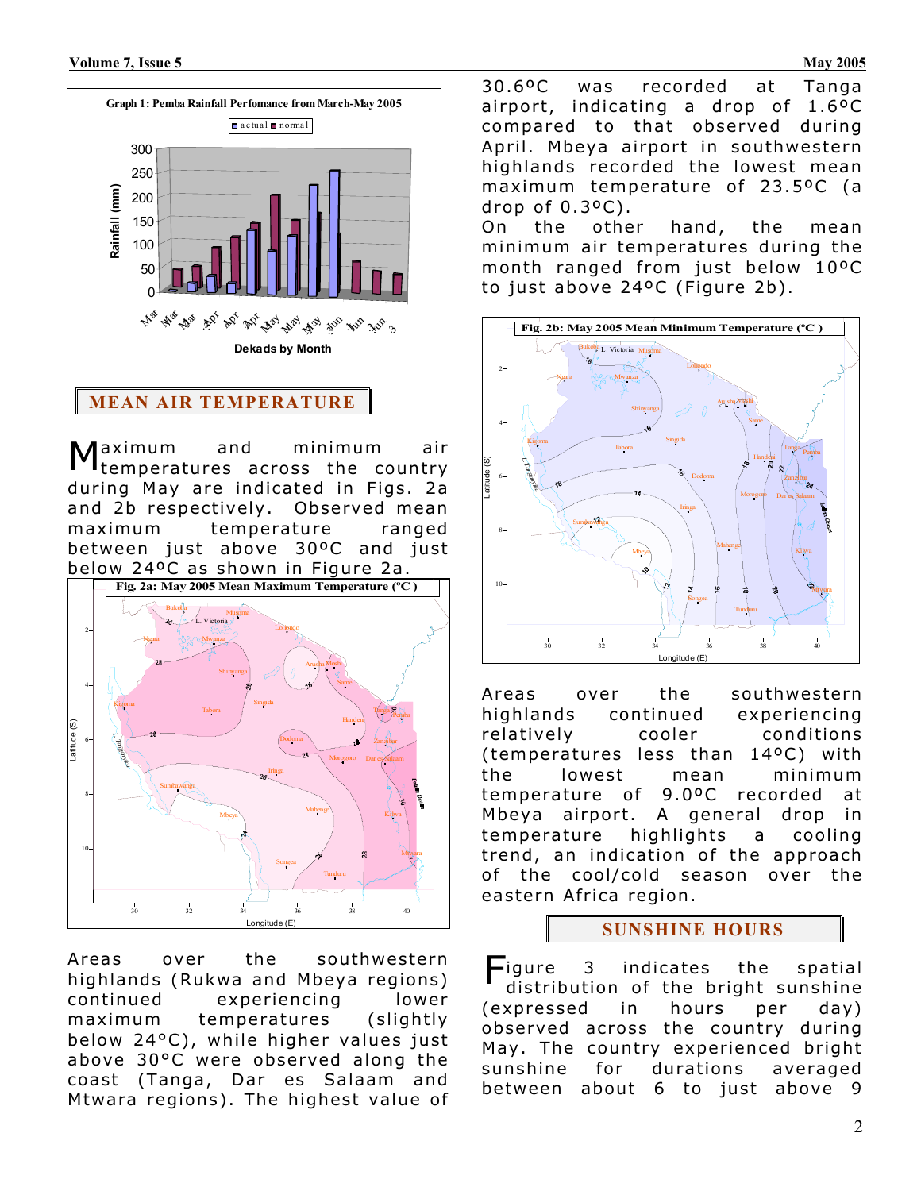Graph 1: Pemba Rainfall Perfomance from March-May 2005

## MEAN AIR TEMPERATURE

Maximum and minimum air temperatures across the country during May are indicated in Figs. 2a and 2b respectively. Observed mean maximum temperature ranged between just above 30ºC and just below 24ºC as shown in Figure 2a.

Fig. 2a: May 2005 Mean Maximum Temperature (ºC )

Areas over the southwestern highlands (Rukwa and Mbeya regions) continued experiencing lower maximum temperatures (slightly below 24°C), while higher values just above 30°C were observed along the coast (Tanga, Dar es Salaam and Mtwara regions). The highest value of 30.6ºC was recorded at Tanga airport, indicating a drop of 1.6ºC compared to that observed during April. Mbeya airport in southwestern highlands recorded the lowest mean maximum temperature of 23.5ºC (a drop of 0.3ºC).

On the other hand, the mean minimum air temperatures during the month ranged from just below 10ºC to just above 24ºC (Figure 2b).

Fig. 2b: May 2005 Mean Minimum Temperature (ºC )

Areas over the southwestern highlands continued experiencing relatively cooler conditions (temperatures less than 14ºC) with the lowest mean minimum temperature of 9.0ºC recorded at Mbeya airport. A general drop in temperature highlights a cooling trend, an indication of the approach of the cool/cold season over the eastern Africa region.

## SUNSHINE HOURS

Figure 3 indicates the spatial distribution of the bright sunshine (expressed in hours per day) observed across the country during May. The country experienced bright sunshine for durations averaged between about 6 to just above 9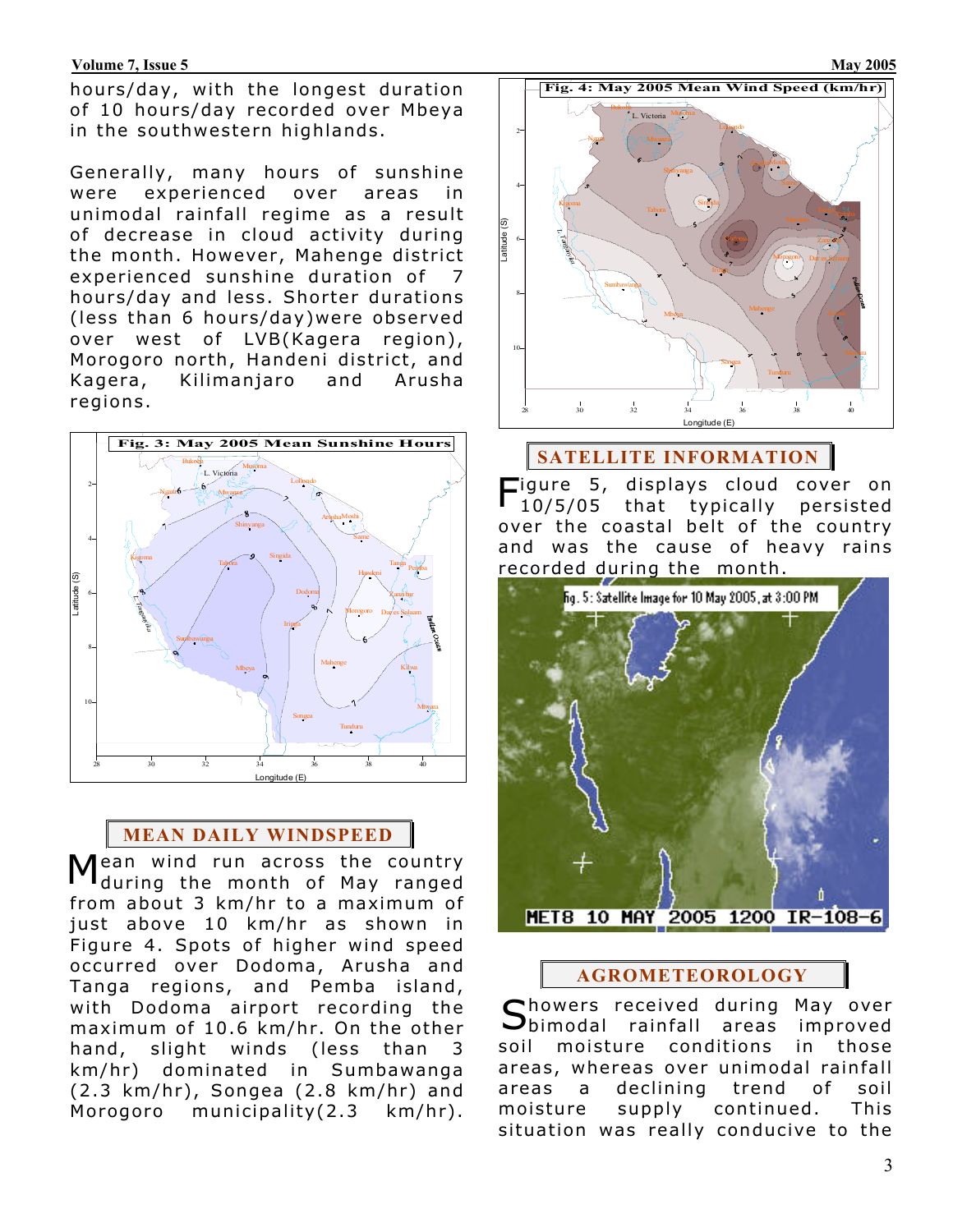hours/day, with the longest duration of 10 hours/day recorded over Mbeya in the southwestern highlands.

Generally, many hours of sunshine were experienced over areas in unimodal rainfall regime as a result of decrease in cloud activity during the month. However, Mahenge district experienced sunshine duration of 7 hours/day and less. Shorter durations (less than 6 hours/day)were observed over west of LVB(Kagera region), Morogoro north, Handeni district, and Kagera, Kilimanjaro and Arusha regions.

Fig. 3: May 2005 Mean Sunshine Hours

## MEAN DAILY WINDSPEED

Mean wind run across the country during the month of May ranged from about 3 km/hr to a maximum of just above 10 km/hr as shown in Figure 4. Spots of higher wind speed occurred over Dodoma, Arusha and Tanga regions, and Pemba island, with Dodoma airport recording the maximum of 10.6 km/hr. On the other hand, slight winds (less than 3 km/hr) dominated in Sumbawanga (2.3 km/hr), Songea (2.8 km/hr) and Morogoro municipality(2.3 km/hr).

Fig. 4: May 2005 Mean Wind Speed (km/hr)

## SATELLITE INFORMATION

Figure 5, displays cloud cover on 10/5/05 that typically persisted over the coastal belt of the country and was the cause of heavy rains recorded during the month.

Fig. 5: Satellite Image for 10 May 2005, at 3:00 PM

## AGROMETEOROLOGY

Showers received during May over bimodal rainfall areas improved soil moisture conditions in those areas, whereas over unimodal rainfall areas a declining trend of soil moisture supply continued. This situation was really conducive to the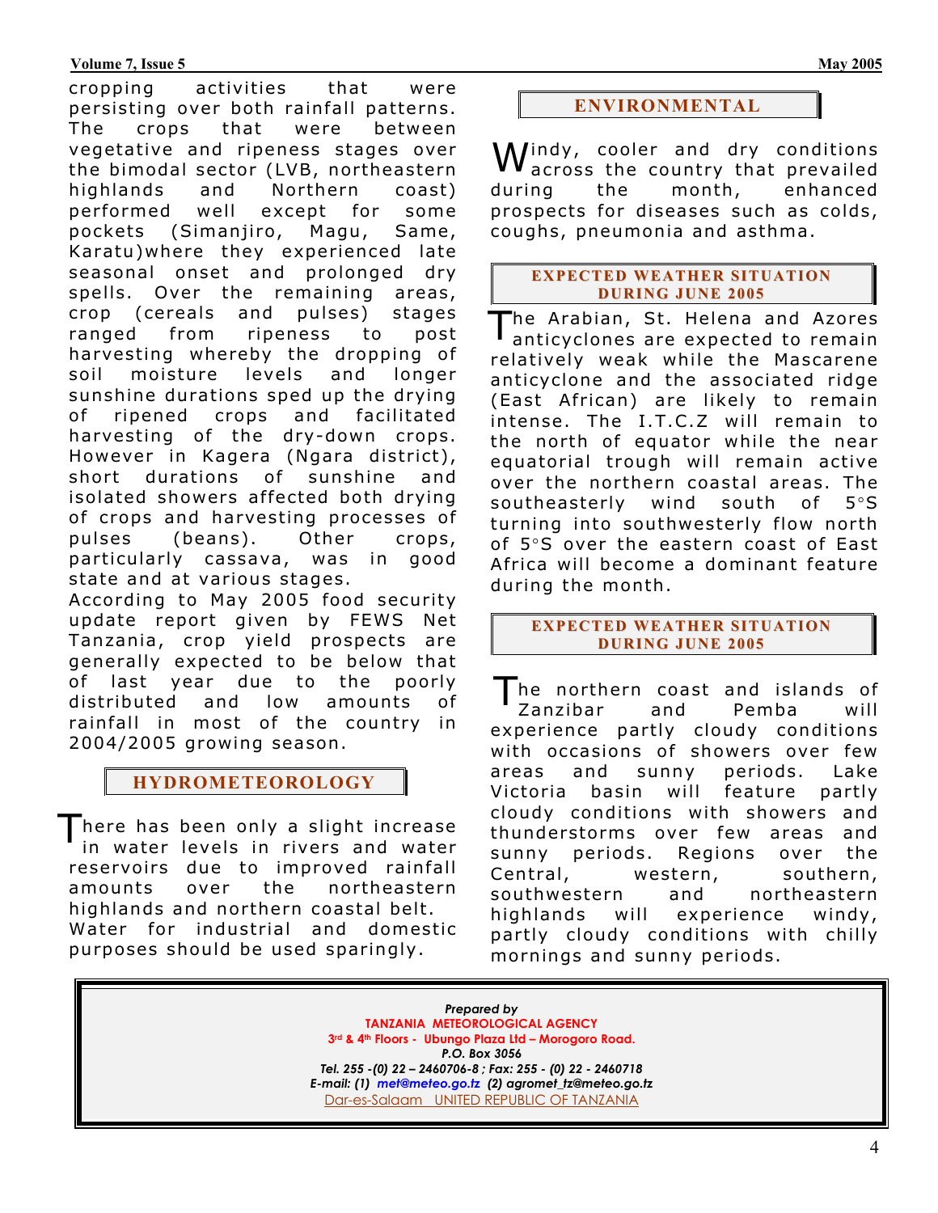cropping activities that were persisting over both rainfall patterns. The crops that were between vegetative and ripeness stages over the bimodal sector (LVB, northeastern highlands and Northern coast) performed well except for some pockets (Simanjiro, Magu, Same, Karatu)where they experienced late seasonal onset and prolonged dry spells. Over the remaining areas, crop (cereals and pulses) stages ranged from ripeness to post harvesting whereby the dropping of soil moisture levels and longer sunshine durations sped up the drying of ripened crops and facilitated harvesting of the dry-down crops. However in Kagera (Ngara district), short durations of sunshine and isolated showers affected both drying of crops and harvesting processes of pulses (beans). Other crops, particularly cassava, was in good state and at various stages.

According to May 2005 food security update report given by FEWS Net Tanzania, crop yield prospects are generally expected to be below that of last year due to the poorly distributed and low amounts of rainfall in most of the country in 2004/2005 growing season.

## HYDROMETEOROLOGY

There has been only a slight increase in water levels in rivers and water reservoirs due to improved rainfall amounts over the northeastern highlands and northern coastal belt.

Water for industrial and domestic purposes should be used sparingly.

## ENVIRONMENTAL

Windy, cooler and dry conditions across the country that prevailed during the month, enhanced prospects for diseases such as colds, coughs, pneumonia and asthma.

## EXPECTED WEATHER SITUATION DURING JUNE 2005

The Arabian, St. Helena and Azores anticyclones are expected to remain relatively weak while the Mascarene anticyclone and the associated ridge (East African) are likely to remain intense. The I.T.C.Z will remain to the north of equator while the near equatorial trough will remain active over the northern coastal areas. The southeasterly wind south of 5°S turning into southwesterly flow north of 5°S over the eastern coast of East Africa will become a dominant feature during the month.

## EXPECTED WEATHER SITUATION DURING JUNE 2005

The northern coast and islands of Zanzibar and Pemba will experience partly cloudy conditions with occasions of showers over few areas and sunny periods. Lake Victoria basin will feature partly cloudy conditions with showers and thunderstorms over few areas and sunny periods. Regions over the Central, western, southern, southwestern and northeastern highlands will experience windy, partly cloudy conditions with chilly mornings and sunny periods.

*Prepared by*
**TANZANIA METEOROLOGICAL AGENCY**
**3rd & 4th Floors - Ubungo Plaza Ltd – Morogoro Road.**
*P.O. Box 3056*
*Tel. 255 -(0) 22 – 2460706-8 ; Fax: 255 - (0) 22 - 2460718*
*E-mail: (1) met@meteo.go.tz (2) agromet_tz@meteo.go.tz*
Dar-es-Salaam UNITED REPUBLIC OF TANZANIA